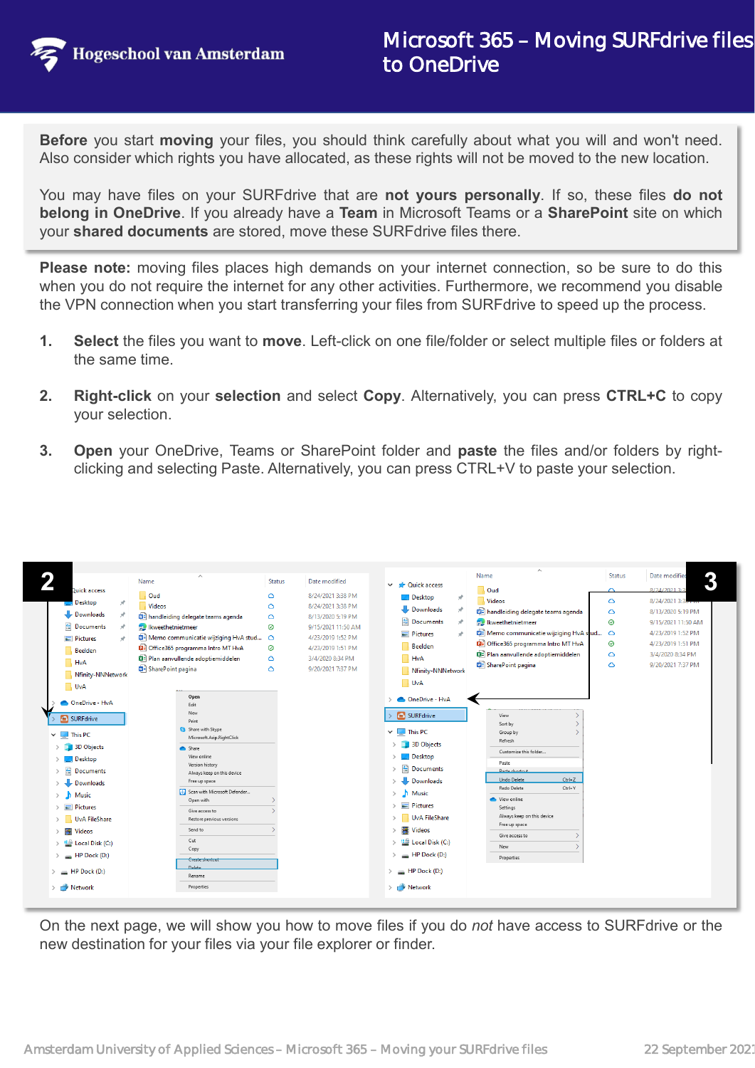# Microsoft 365 – Moving SURFdrive files to OneDrive

**Before** you start **moving** your files, you should think carefully about what you will and won't need. Also consider which rights you have allocated, as these rights will not be moved to the new location.

You may have files on your SURFdrive that are **not yours personally**. If so, these files **do not belong in OneDrive**. If you already have a **Team** in Microsoft Teams or a **SharePoint** site on which your **shared documents** are stored, move these SURFdrive files there.

**Please note:** moving files places high demands on your internet connection, so be sure to do this when you do not require the internet for any other activities. Furthermore, we recommend you disable the VPN connection when you start transferring your files from SURFdrive to speed up the process.

1. **Select** the files you want to **move**. Left-click on one file/folder or select multiple files or folders at the same time.

2. **Right-click** on your **selection** and select **Copy**. Alternatively, you can press **CTRL+C** to copy your selection.

3. **Open** your OneDrive, Teams or SharePoint folder and **paste** the files and/or folders by right-clicking and selecting Paste. Alternatively, you can press CTRL+V to paste your selection.

On the next page, we will show you how to move files if you do *not* have access to SURFdrive or the new destination for your files via your file explorer or finder.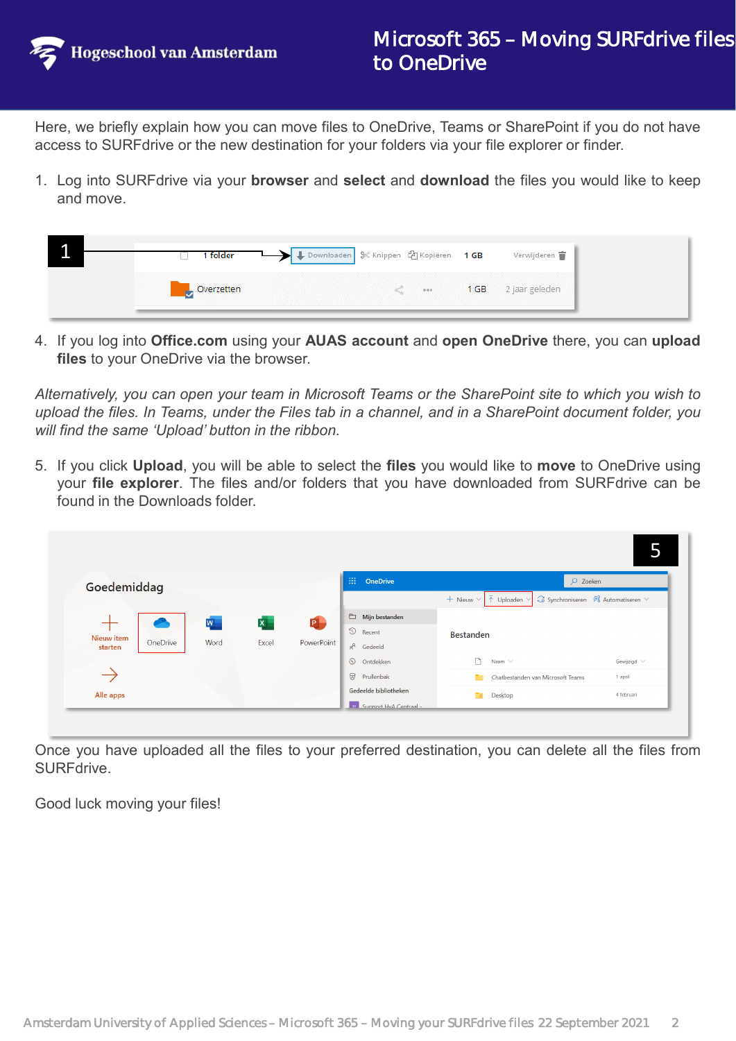Here, we briefly explain how you can move files to OneDrive, Teams or SharePoint if you do not have access to SURFdrive or the new destination for your folders via your file explorer or finder.

1. Log into SURFdrive via your **browser** and **select** and **download** the files you would like to keep and move.

4. If you log into **Office.com** using your **AUAS account** and **open OneDrive** there, you can **upload files** to your OneDrive via the browser.

*Alternatively, you can open your team in Microsoft Teams or the SharePoint site to which you wish to upload the files. In Teams, under the Files tab in a channel, and in a SharePoint document folder, you will find the same 'Upload' button in the ribbon.*

5. If you click **Upload**, you will be able to select the **files** you would like to **move** to OneDrive using your **file explorer**. The files and/or folders that you have downloaded from SURFdrive can be found in the Downloads folder.

Once you have uploaded all the files to your preferred destination, you can delete all the files from SURFdrive.

Good luck moving your files!